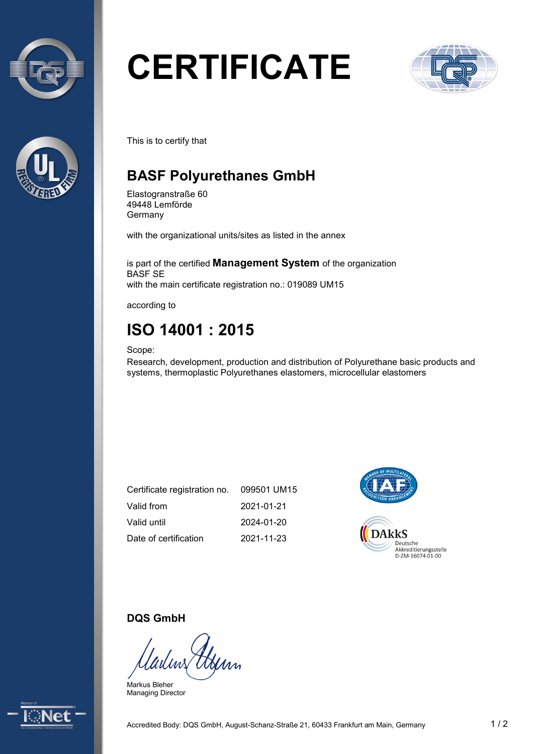# CERTIFICATE

This is to certify that

## BASF Polyurethanes GmbH

Elastogranstraße 60
49448 Lemförde
Germany

with the organizational units/sites as listed in the annex

is part of the certified **Management System** of the organization
BASF SE
with the main certificate registration no.: 019089 UM15

according to

## ISO 14001 : 2015

Scope:
Research, development, production and distribution of Polyurethane basic products and systems, thermoplastic Polyurethanes elastomers, microcellular elastomers

| | |
|---|---|
| Certificate registration no. | 099501 UM15 |
| Valid from | 2021-01-21 |
| Valid until | 2024-01-20 |
| Date of certification | 2021-11-23 |

DAkkS
Deutsche
Akkreditierungsstelle
D-ZM-16074-01-00

**DQS GmbH**

Markus Bleher
Managing Director

Accredited Body: DQS GmbH, August-Schanz-Straße 21, 60433 Frankfurt am Main, Germany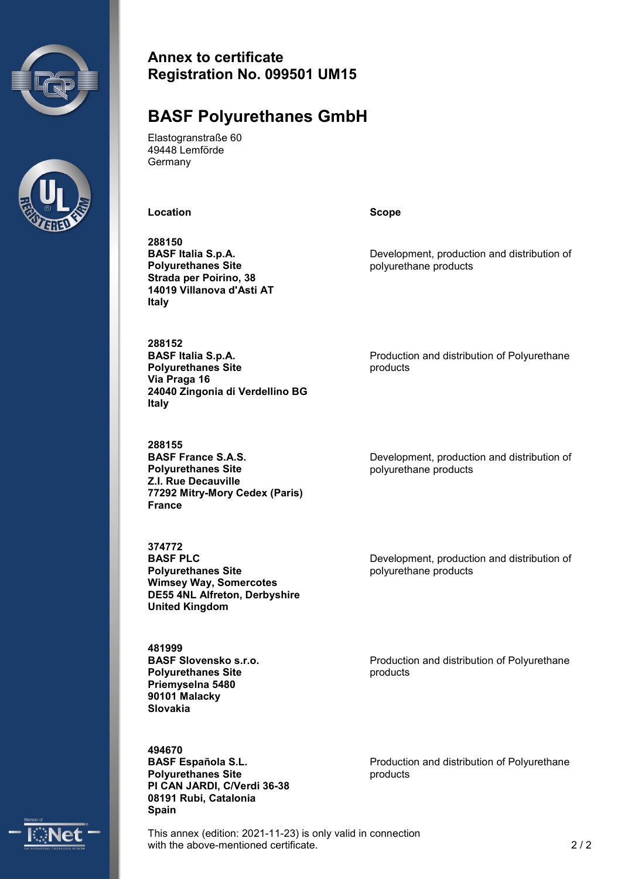## Annex to certificate
## Registration No. 099501 UM15

# BASF Polyurethanes GmbH

Elastogranstraße 60
49448 Lemförde
Germany

| Location | Scope |
|---|---|
| **288150**<br>**BASF Italia S.p.A.**<br>**Polyurethanes Site**<br>**Strada per Poirino, 38**<br>**14019 Villanova d'Asti AT**<br>**Italy** | Development, production and distribution of polyurethane products |
| **288152**<br>**BASF Italia S.p.A.**<br>**Polyurethanes Site**<br>**Via Praga 16**<br>**24040 Zingonia di Verdellino BG**<br>**Italy** | Production and distribution of Polyurethane products |
| **288155**<br>**BASF France S.A.S.**<br>**Polyurethanes Site**<br>**Z.I. Rue Decauville**<br>**77292 Mitry-Mory Cedex (Paris)**<br>**France** | Development, production and distribution of polyurethane products |
| **374772**<br>**BASF PLC**<br>**Polyurethanes Site**<br>**Wimsey Way, Somercotes**<br>**DE55 4NL Alfreton, Derbyshire**<br>**United Kingdom** | Development, production and distribution of polyurethane products |
| **481999**<br>**BASF Slovensko s.r.o.**<br>**Polyurethanes Site**<br>**Priemyselna 5480**<br>**90101 Malacky**<br>**Slovakia** | Production and distribution of Polyurethane products |
| **494670**<br>**BASF Española S.L.**<br>**Polyurethanes Site**<br>**PI CAN JARDI, C/Verdi 36-38**<br>**08191 Rubi, Catalonia**<br>**Spain** | Production and distribution of Polyurethane products |

This annex (edition: 2021-11-23) is only valid in connection with the above-mentioned certificate.